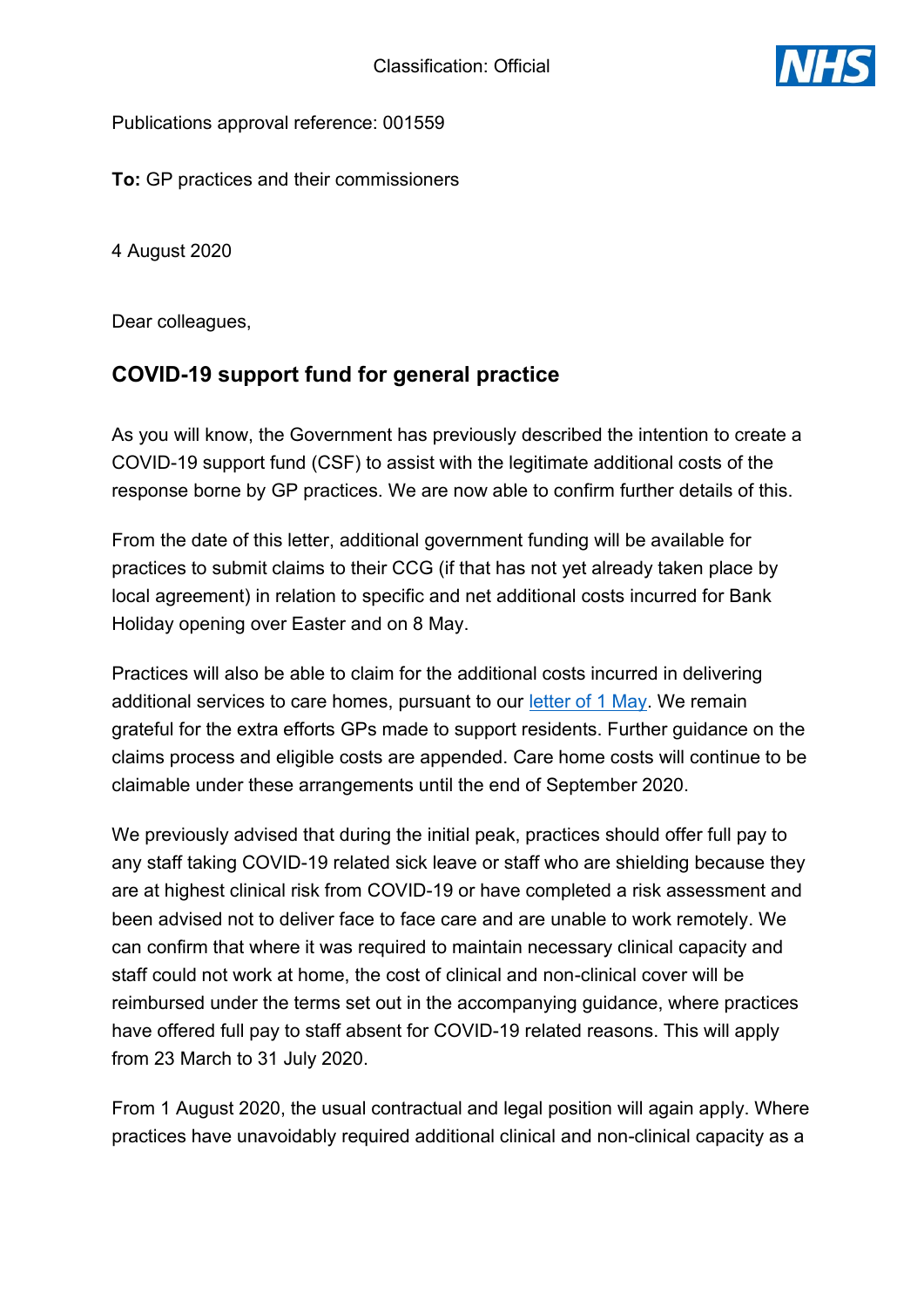Classification: Official

Publications approval reference: 001559

**To:** GP practices and their commissioners

4 August 2020

Dear colleagues,

## COVID-19 support fund for general practice

As you will know, the Government has previously described the intention to create a COVID-19 support fund (CSF) to assist with the legitimate additional costs of the response borne by GP practices. We are now able to confirm further details of this.

From the date of this letter, additional government funding will be available for practices to submit claims to their CCG (if that has not yet already taken place by local agreement) in relation to specific and net additional costs incurred for Bank Holiday opening over Easter and on 8 May.

Practices will also be able to claim for the additional costs incurred in delivering additional services to care homes, pursuant to our [letter of 1 May](). We remain grateful for the extra efforts GPs made to support residents. Further guidance on the claims process and eligible costs are appended. Care home costs will continue to be claimable under these arrangements until the end of September 2020.

We previously advised that during the initial peak, practices should offer full pay to any staff taking COVID-19 related sick leave or staff who are shielding because they are at highest clinical risk from COVID-19 or have completed a risk assessment and been advised not to deliver face to face care and are unable to work remotely. We can confirm that where it was required to maintain necessary clinical capacity and staff could not work at home, the cost of clinical and non-clinical cover will be reimbursed under the terms set out in the accompanying guidance, where practices have offered full pay to staff absent for COVID-19 related reasons. This will apply from 23 March to 31 July 2020.

From 1 August 2020, the usual contractual and legal position will again apply. Where practices have unavoidably required additional clinical and non-clinical capacity as a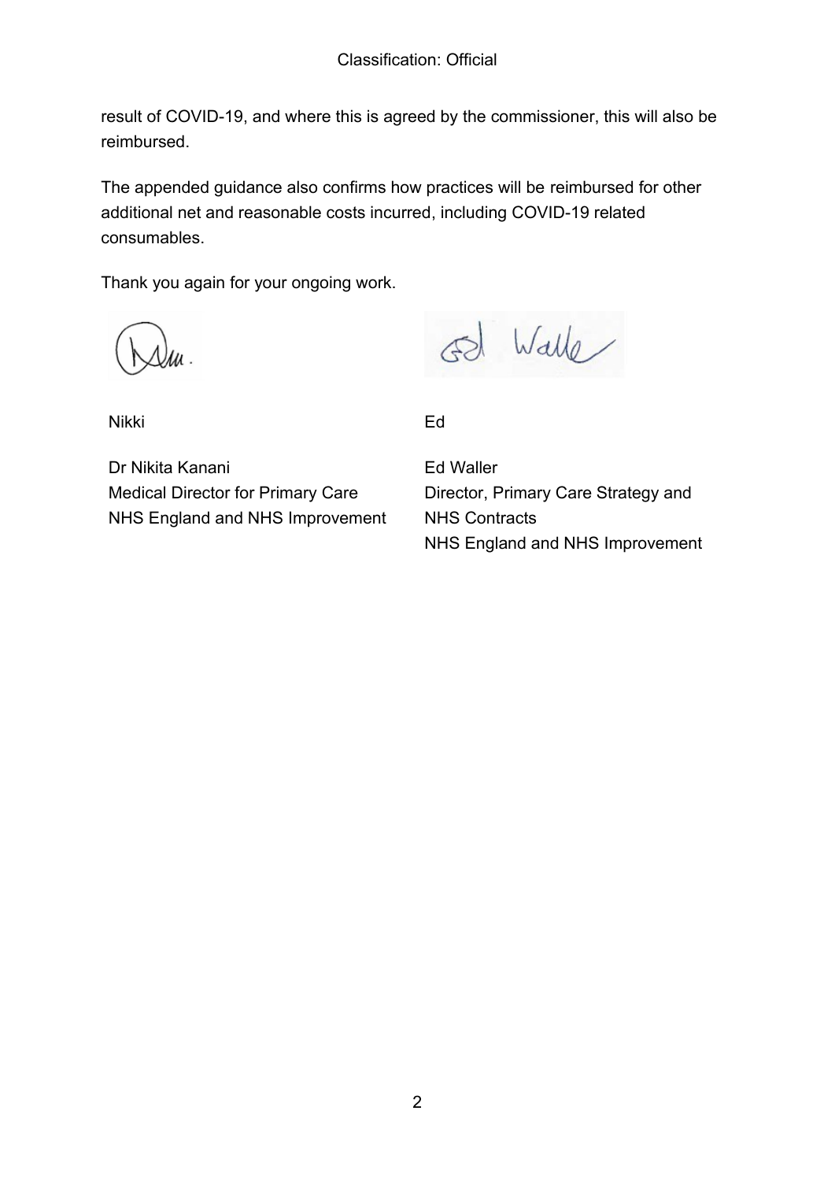result of COVID-19, and where this is agreed by the commissioner, this will also be reimbursed.

The appended guidance also confirms how practices will be reimbursed for other additional net and reasonable costs incurred, including COVID-19 related consumables.

Thank you again for your ongoing work.

Nikki

Dr Nikita Kanani
Medical Director for Primary Care
NHS England and NHS Improvement

Ed

Ed Waller
Director, Primary Care Strategy and NHS Contracts
NHS England and NHS Improvement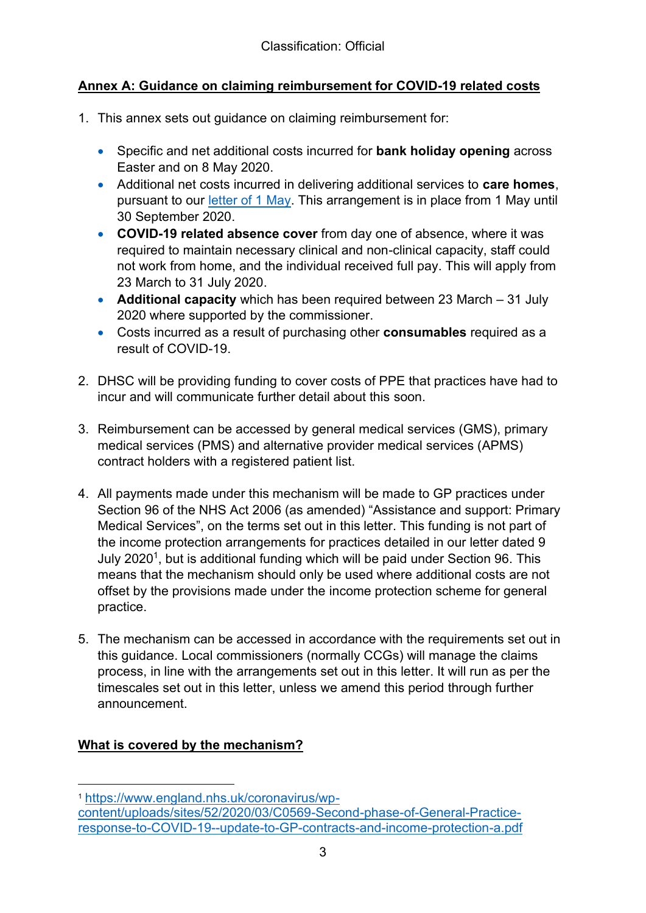Classification: Official

## Annex A: Guidance on claiming reimbursement for COVID-19 related costs

1. This annex sets out guidance on claiming reimbursement for:

   - Specific and net additional costs incurred for **bank holiday opening** across Easter and on 8 May 2020.
   - Additional net costs incurred in delivering additional services to **care homes**, pursuant to our [letter of 1 May](). This arrangement is in place from 1 May until 30 September 2020.
   - **COVID-19 related absence cover** from day one of absence, where it was required to maintain necessary clinical and non-clinical capacity, staff could not work from home, and the individual received full pay. This will apply from 23 March to 31 July 2020.
   - **Additional capacity** which has been required between 23 March – 31 July 2020 where supported by the commissioner.
   - Costs incurred as a result of purchasing other **consumables** required as a result of COVID-19.

2. DHSC will be providing funding to cover costs of PPE that practices have had to incur and will communicate further detail about this soon.

3. Reimbursement can be accessed by general medical services (GMS), primary medical services (PMS) and alternative provider medical services (APMS) contract holders with a registered patient list.

4. All payments made under this mechanism will be made to GP practices under Section 96 of the NHS Act 2006 (as amended) "Assistance and support: Primary Medical Services", on the terms set out in this letter. This funding is not part of the income protection arrangements for practices detailed in our letter dated 9 July 2020[1], but is additional funding which will be paid under Section 96. This means that the mechanism should only be used where additional costs are not offset by the provisions made under the income protection scheme for general practice.

5. The mechanism can be accessed in accordance with the requirements set out in this guidance. Local commissioners (normally CCGs) will manage the claims process, in line with the arrangements set out in this letter. It will run as per the timescales set out in this letter, unless we amend this period through further announcement.

## What is covered by the mechanism?

---

[1] https://www.england.nhs.uk/coronavirus/wp-content/uploads/sites/52/2020/03/C0569-Second-phase-of-General-Practice-response-to-COVID-19--update-to-GP-contracts-and-income-protection-a.pdf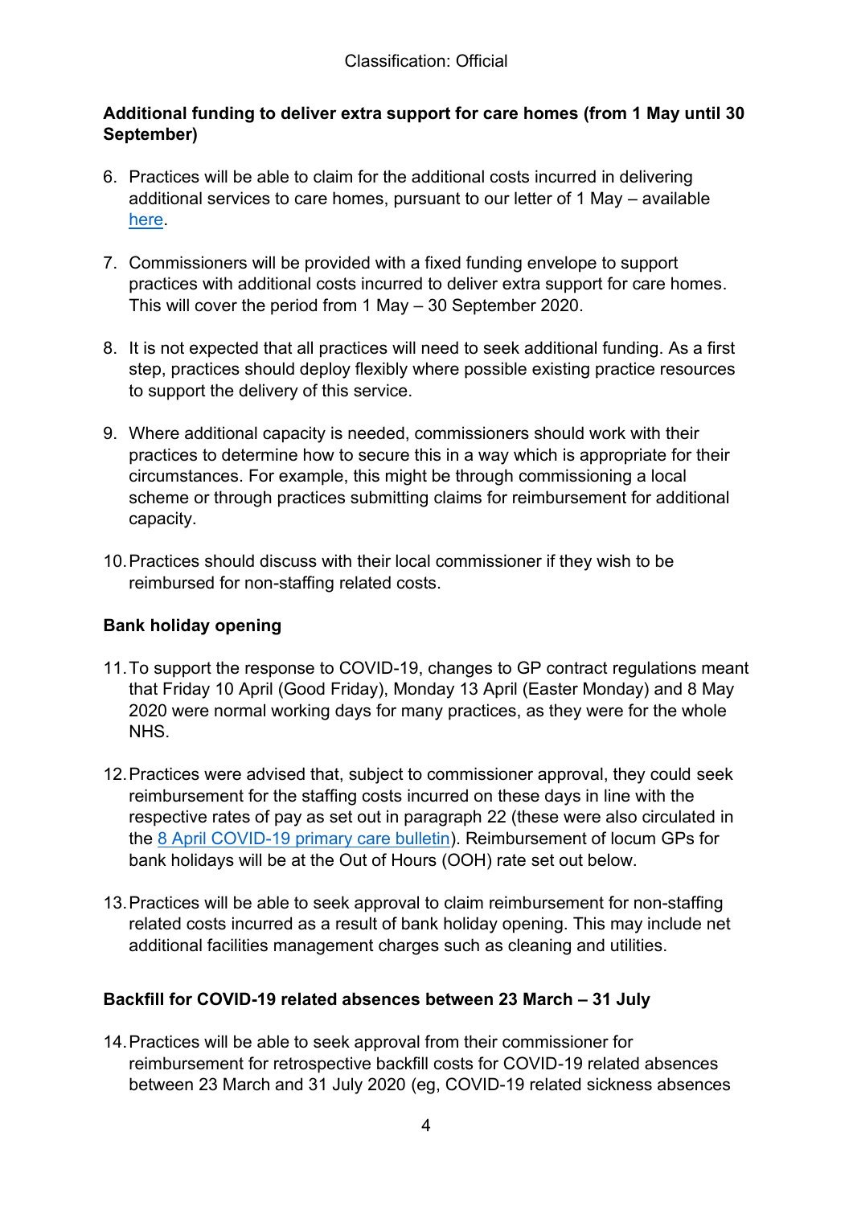**Additional funding to deliver extra support for care homes (from 1 May until 30 September)**

6. Practices will be able to claim for the additional costs incurred in delivering additional services to care homes, pursuant to our letter of 1 May – available here.

7. Commissioners will be provided with a fixed funding envelope to support practices with additional costs incurred to deliver extra support for care homes. This will cover the period from 1 May – 30 September 2020.

8. It is not expected that all practices will need to seek additional funding. As a first step, practices should deploy flexibly where possible existing practice resources to support the delivery of this service.

9. Where additional capacity is needed, commissioners should work with their practices to determine how to secure this in a way which is appropriate for their circumstances. For example, this might be through commissioning a local scheme or through practices submitting claims for reimbursement for additional capacity.

10. Practices should discuss with their local commissioner if they wish to be reimbursed for non-staffing related costs.

**Bank holiday opening**

11. To support the response to COVID-19, changes to GP contract regulations meant that Friday 10 April (Good Friday), Monday 13 April (Easter Monday) and 8 May 2020 were normal working days for many practices, as they were for the whole NHS.

12. Practices were advised that, subject to commissioner approval, they could seek reimbursement for the staffing costs incurred on these days in line with the respective rates of pay as set out in paragraph 22 (these were also circulated in the 8 April COVID-19 primary care bulletin). Reimbursement of locum GPs for bank holidays will be at the Out of Hours (OOH) rate set out below.

13. Practices will be able to seek approval to claim reimbursement for non-staffing related costs incurred as a result of bank holiday opening. This may include net additional facilities management charges such as cleaning and utilities.

**Backfill for COVID-19 related absences between 23 March – 31 July**

14. Practices will be able to seek approval from their commissioner for reimbursement for retrospective backfill costs for COVID-19 related absences between 23 March and 31 July 2020 (eg, COVID-19 related sickness absences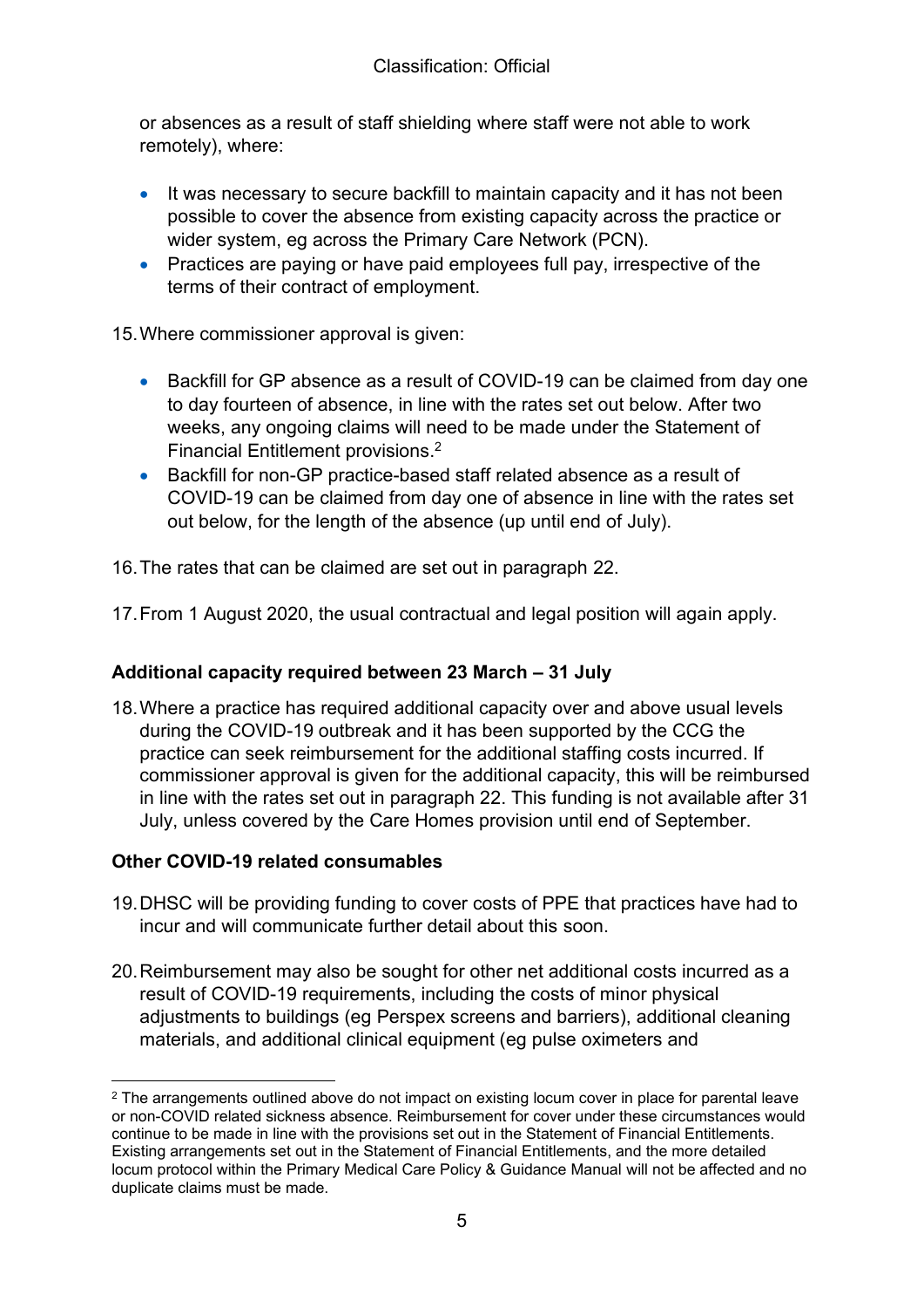or absences as a result of staff shielding where staff were not able to work remotely), where:

- It was necessary to secure backfill to maintain capacity and it has not been possible to cover the absence from existing capacity across the practice or wider system, eg across the Primary Care Network (PCN).
- Practices are paying or have paid employees full pay, irrespective of the terms of their contract of employment.

15. Where commissioner approval is given:

- Backfill for GP absence as a result of COVID-19 can be claimed from day one to day fourteen of absence, in line with the rates set out below. After two weeks, any ongoing claims will need to be made under the Statement of Financial Entitlement provisions.[2]
- Backfill for non-GP practice-based staff related absence as a result of COVID-19 can be claimed from day one of absence in line with the rates set out below, for the length of the absence (up until end of July).

16. The rates that can be claimed are set out in paragraph 22.

17. From 1 August 2020, the usual contractual and legal position will again apply.

**Additional capacity required between 23 March – 31 July**

18. Where a practice has required additional capacity over and above usual levels during the COVID-19 outbreak and it has been supported by the CCG the practice can seek reimbursement for the additional staffing costs incurred. If commissioner approval is given for the additional capacity, this will be reimbursed in line with the rates set out in paragraph 22. This funding is not available after 31 July, unless covered by the Care Homes provision until end of September.

**Other COVID-19 related consumables**

19. DHSC will be providing funding to cover costs of PPE that practices have had to incur and will communicate further detail about this soon.

20. Reimbursement may also be sought for other net additional costs incurred as a result of COVID-19 requirements, including the costs of minor physical adjustments to buildings (eg Perspex screens and barriers), additional cleaning materials, and additional clinical equipment (eg pulse oximeters and

---

[2] The arrangements outlined above do not impact on existing locum cover in place for parental leave or non-COVID related sickness absence. Reimbursement for cover under these circumstances would continue to be made in line with the provisions set out in the Statement of Financial Entitlements. Existing arrangements set out in the Statement of Financial Entitlements, and the more detailed locum protocol within the Primary Medical Care Policy & Guidance Manual will not be affected and no duplicate claims must be made.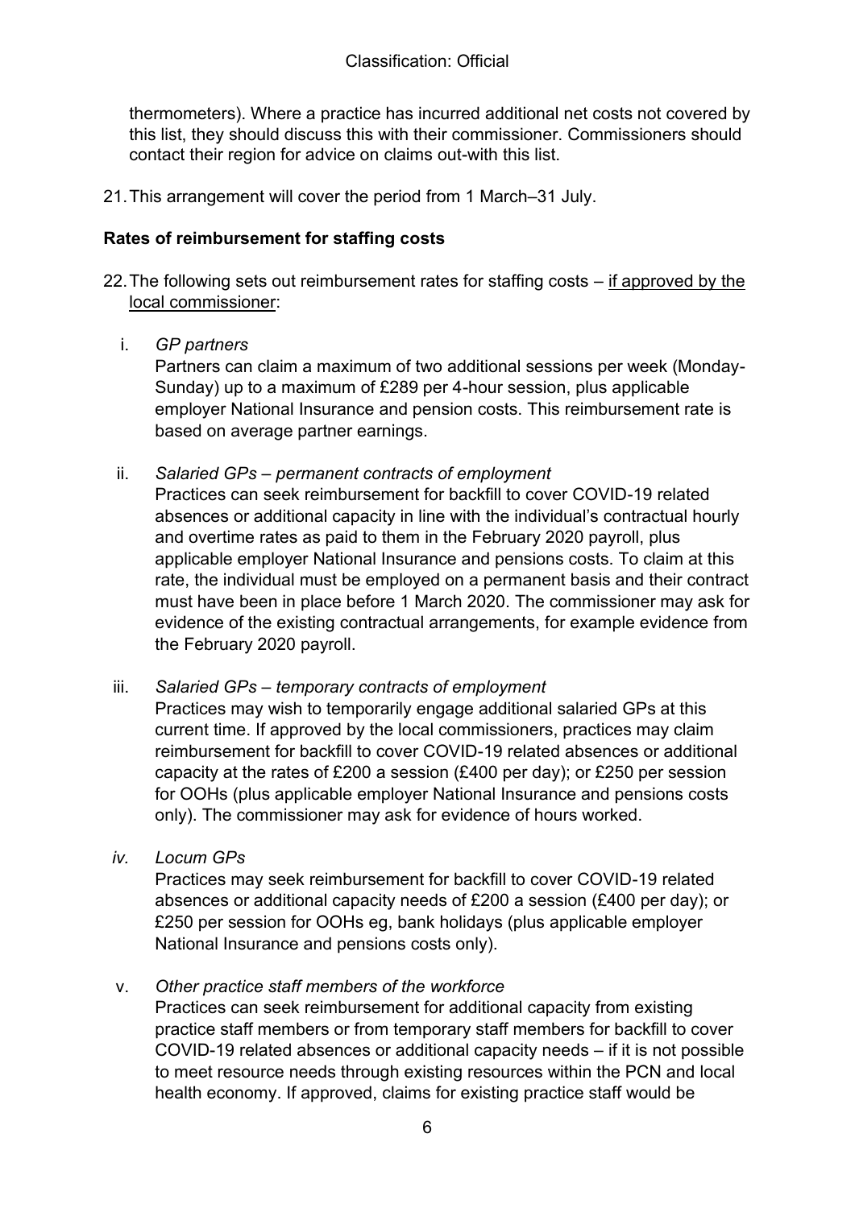thermometers). Where a practice has incurred additional net costs not covered by this list, they should discuss this with their commissioner. Commissioners should contact their region for advice on claims out-with this list.

21. This arrangement will cover the period from 1 March–31 July.

**Rates of reimbursement for staffing costs**

22. The following sets out reimbursement rates for staffing costs – <u>if approved by the local commissioner</u>:

   i. *GP partners*
   Partners can claim a maximum of two additional sessions per week (Monday-Sunday) up to a maximum of £289 per 4-hour session, plus applicable employer National Insurance and pension costs. This reimbursement rate is based on average partner earnings.

   ii. *Salaried GPs – permanent contracts of employment*
   Practices can seek reimbursement for backfill to cover COVID-19 related absences or additional capacity in line with the individual's contractual hourly and overtime rates as paid to them in the February 2020 payroll, plus applicable employer National Insurance and pensions costs. To claim at this rate, the individual must be employed on a permanent basis and their contract must have been in place before 1 March 2020. The commissioner may ask for evidence of the existing contractual arrangements, for example evidence from the February 2020 payroll.

   iii. *Salaried GPs – temporary contracts of employment*
   Practices may wish to temporarily engage additional salaried GPs at this current time. If approved by the local commissioners, practices may claim reimbursement for backfill to cover COVID-19 related absences or additional capacity at the rates of £200 a session (£400 per day); or £250 per session for OOHs (plus applicable employer National Insurance and pensions costs only). The commissioner may ask for evidence of hours worked.

   *iv. Locum GPs*
   Practices may seek reimbursement for backfill to cover COVID-19 related absences or additional capacity needs of £200 a session (£400 per day); or £250 per session for OOHs eg, bank holidays (plus applicable employer National Insurance and pensions costs only).

   v. *Other practice staff members of the workforce*
   Practices can seek reimbursement for additional capacity from existing practice staff members or from temporary staff members for backfill to cover COVID-19 related absences or additional capacity needs – if it is not possible to meet resource needs through existing resources within the PCN and local health economy. If approved, claims for existing practice staff would be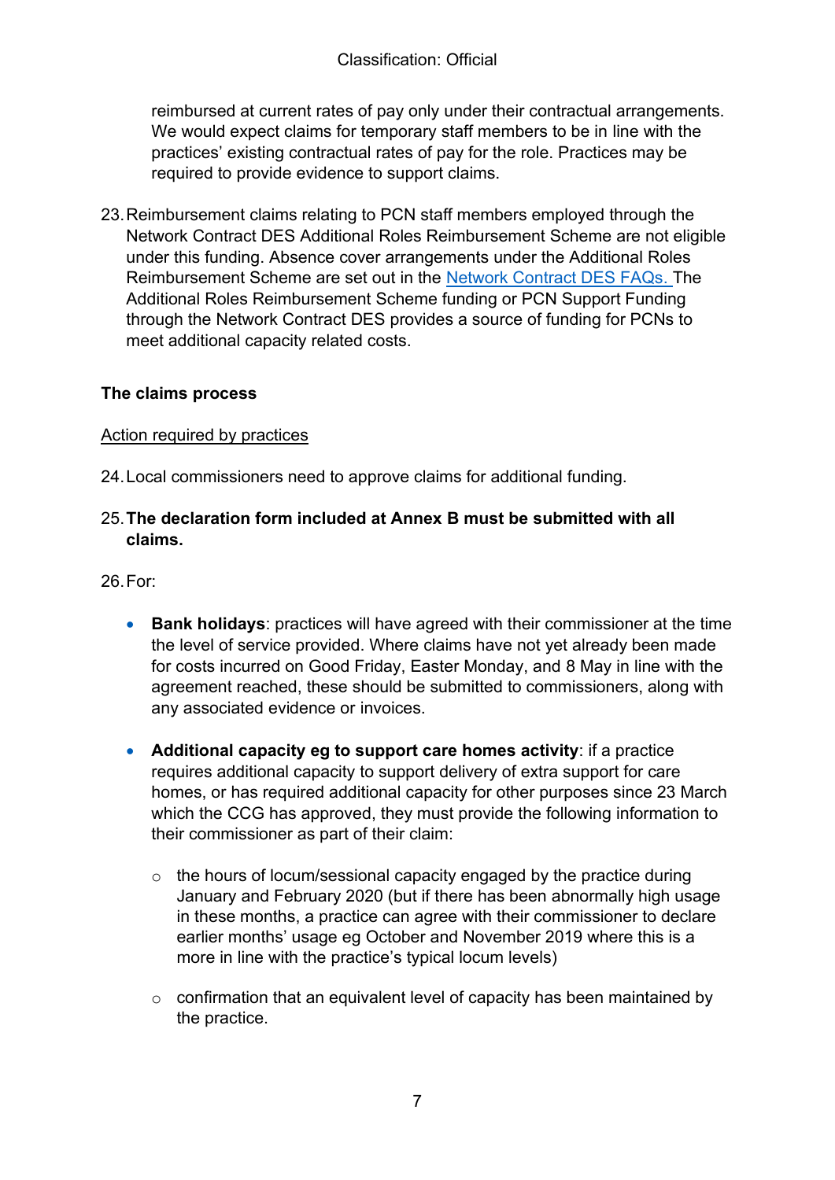reimbursed at current rates of pay only under their contractual arrangements. We would expect claims for temporary staff members to be in line with the practices' existing contractual rates of pay for the role. Practices may be required to provide evidence to support claims.

23. Reimbursement claims relating to PCN staff members employed through the Network Contract DES Additional Roles Reimbursement Scheme are not eligible under this funding. Absence cover arrangements under the Additional Roles Reimbursement Scheme are set out in the [Network Contract DES FAQs.](#) The Additional Roles Reimbursement Scheme funding or PCN Support Funding through the Network Contract DES provides a source of funding for PCNs to meet additional capacity related costs.

**The claims process**

<u>Action required by practices</u>

24. Local commissioners need to approve claims for additional funding.

25. **The declaration form included at Annex B must be submitted with all claims.**

26. For:

- **Bank holidays**: practices will have agreed with their commissioner at the time the level of service provided. Where claims have not yet already been made for costs incurred on Good Friday, Easter Monday, and 8 May in line with the agreement reached, these should be submitted to commissioners, along with any associated evidence or invoices.

- **Additional capacity eg to support care homes activity**: if a practice requires additional capacity to support delivery of extra support for care homes, or has required additional capacity for other purposes since 23 March which the CCG has approved, they must provide the following information to their commissioner as part of their claim:

    - the hours of locum/sessional capacity engaged by the practice during January and February 2020 (but if there has been abnormally high usage in these months, a practice can agree with their commissioner to declare earlier months' usage eg October and November 2019 where this is a more in line with the practice's typical locum levels)

    - confirmation that an equivalent level of capacity has been maintained by the practice.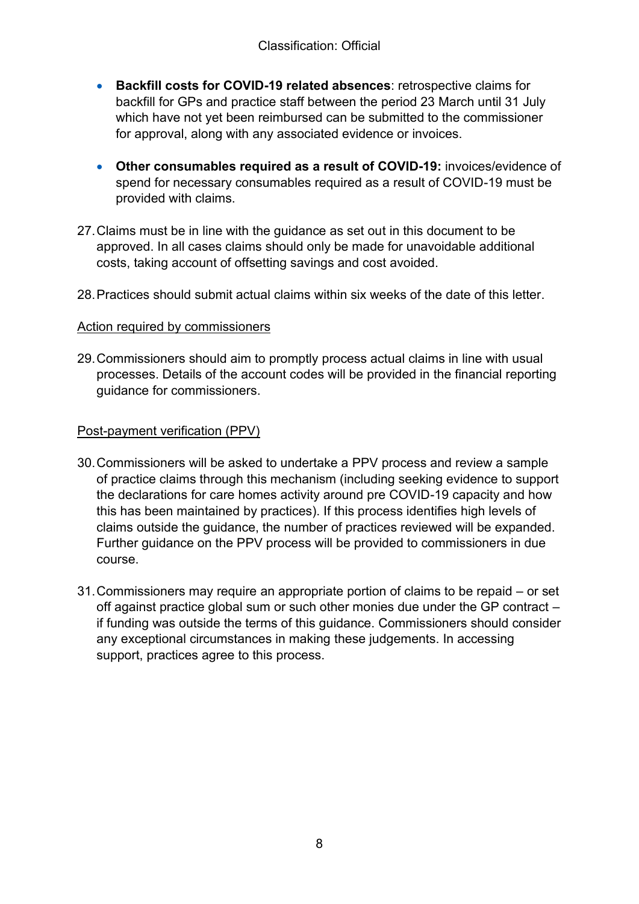- **Backfill costs for COVID-19 related absences**: retrospective claims for backfill for GPs and practice staff between the period 23 March until 31 July which have not yet been reimbursed can be submitted to the commissioner for approval, along with any associated evidence or invoices.

- **Other consumables required as a result of COVID-19:** invoices/evidence of spend for necessary consumables required as a result of COVID-19 must be provided with claims.

27. Claims must be in line with the guidance as set out in this document to be approved. In all cases claims should only be made for unavoidable additional costs, taking account of offsetting savings and cost avoided.

28. Practices should submit actual claims within six weeks of the date of this letter.

<u>Action required by commissioners</u>

29. Commissioners should aim to promptly process actual claims in line with usual processes. Details of the account codes will be provided in the financial reporting guidance for commissioners.

<u>Post-payment verification (PPV)</u>

30. Commissioners will be asked to undertake a PPV process and review a sample of practice claims through this mechanism (including seeking evidence to support the declarations for care homes activity around pre COVID-19 capacity and how this has been maintained by practices). If this process identifies high levels of claims outside the guidance, the number of practices reviewed will be expanded. Further guidance on the PPV process will be provided to commissioners in due course.

31. Commissioners may require an appropriate portion of claims to be repaid – or set off against practice global sum or such other monies due under the GP contract – if funding was outside the terms of this guidance. Commissioners should consider any exceptional circumstances in making these judgements. In accessing support, practices agree to this process.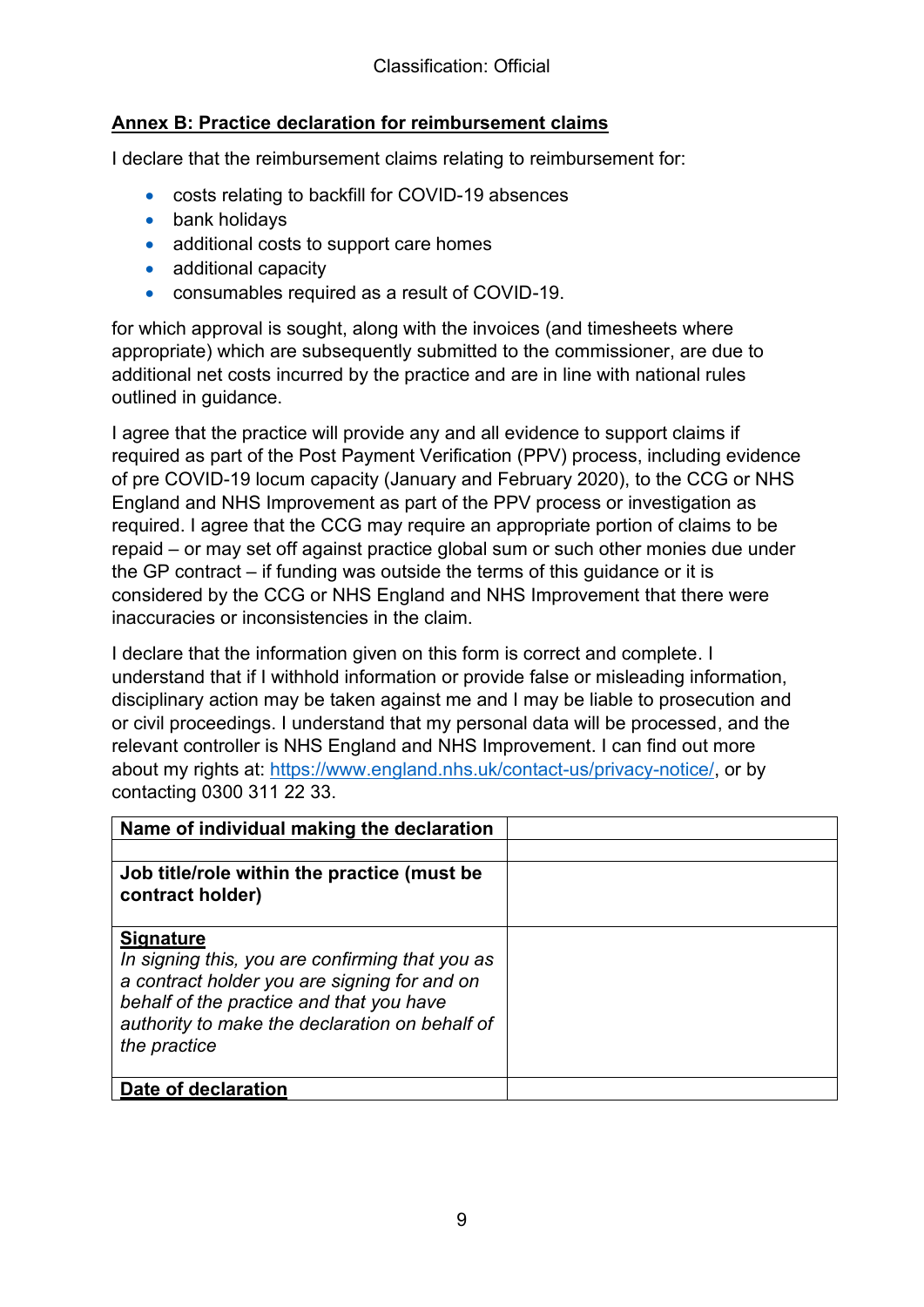## Annex B: Practice declaration for reimbursement claims

I declare that the reimbursement claims relating to reimbursement for:

- costs relating to backfill for COVID-19 absences
- bank holidays
- additional costs to support care homes
- additional capacity
- consumables required as a result of COVID-19.

for which approval is sought, along with the invoices (and timesheets where appropriate) which are subsequently submitted to the commissioner, are due to additional net costs incurred by the practice and are in line with national rules outlined in guidance.

I agree that the practice will provide any and all evidence to support claims if required as part of the Post Payment Verification (PPV) process, including evidence of pre COVID-19 locum capacity (January and February 2020), to the CCG or NHS England and NHS Improvement as part of the PPV process or investigation as required. I agree that the CCG may require an appropriate portion of claims to be repaid – or may set off against practice global sum or such other monies due under the GP contract – if funding was outside the terms of this guidance or it is considered by the CCG or NHS England and NHS Improvement that there were inaccuracies or inconsistencies in the claim.

I declare that the information given on this form is correct and complete. I understand that if I withhold information or provide false or misleading information, disciplinary action may be taken against me and I may be liable to prosecution and or civil proceedings. I understand that my personal data will be processed, and the relevant controller is NHS England and NHS Improvement. I can find out more about my rights at: https://www.england.nhs.uk/contact-us/privacy-notice/, or by contacting 0300 311 22 33.

| | |
|---|---|
| **Name of individual making the declaration** | |
| | |
| **Job title/role within the practice (must be contract holder)** | |
| **Signature**<br>*In signing this, you are confirming that you as a contract holder you are signing for and on behalf of the practice and that you have authority to make the declaration on behalf of the practice* | |
| **Date of declaration** | |